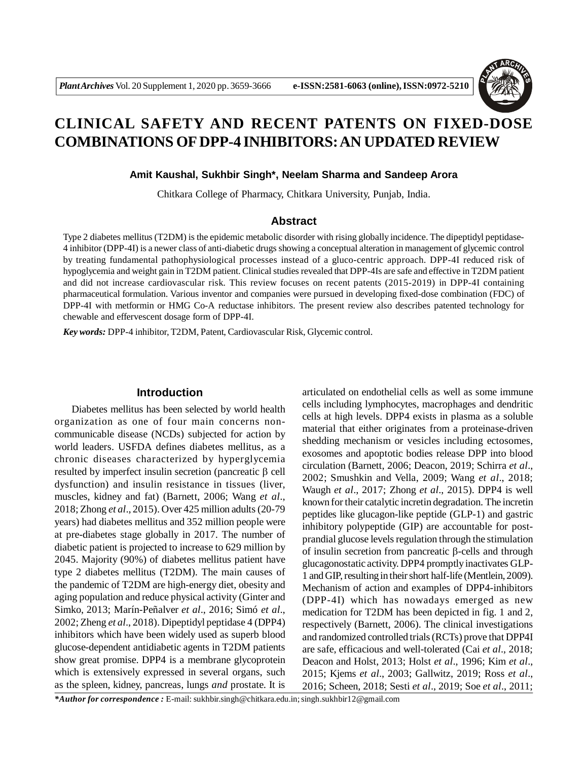# CLINICAL SAFETY AND RECENT PATENTS ON FIXED-DOSE COMBINATIONS OF DPP-4 INHIBITORS: AN UPDATED REVIEW

**Amit Kaushal, Sukhbir Singh\*, Neelam Sharma and Sandeep Arora**

Chitkara College of Pharmacy, Chitkara University, Punjab, India.

## Abstract

Type 2 diabetes mellitus (T2DM) is the epidemic metabolic disorder with rising globally incidence. The dipeptidyl peptidase-4 inhibitor (DPP-4I) is a newer class of anti-diabetic drugs showing a conceptual alteration in management of glycemic control by treating fundamental pathophysiological processes instead of a gluco-centric approach. DPP-4I reduced risk of hypoglycemia and weight gain in T2DM patient. Clinical studies revealed that DPP-4Is are safe and effective in T2DM patient and did not increase cardiovascular risk. This review focuses on recent patents (2015-2019) in DPP-4I containing pharmaceutical formulation. Various inventor and companies were pursued in developing fixed-dose combination (FDC) of DPP-4I with metformin or HMG Co-A reductase inhibitors. The present review also describes patented technology for chewable and effervescent dosage form of DPP-4I.

***Key words:*** DPP-4 inhibitor, T2DM, Patent, Cardiovascular Risk, Glycemic control.

## Introduction

Diabetes mellitus has been selected by world health organization as one of four main concerns non-communicable disease (NCDs) subjected for action by world leaders. USFDA defines diabetes mellitus, as a chronic diseases characterized by hyperglycemia resulted by imperfect insulin secretion (pancreatic $\beta$ cell dysfunction) and insulin resistance in tissues (liver, muscles, kidney and fat) (Barnett, 2006; Wang *et al*., 2018; Zhong *et al*., 2015). Over 425 million adults (20-79 years) had diabetes mellitus and 352 million people were at pre-diabetes stage globally in 2017. The number of diabetic patient is projected to increase to 629 million by 2045. Majority (90%) of diabetes mellitus patient have type 2 diabetes mellitus (T2DM). The main causes of the pandemic of T2DM are high-energy diet, obesity and aging population and reduce physical activity (Ginter and Simko, 2013; Marín-Peñalver *et al*., 2016; Simó *et al*., 2002; Zheng *et al*., 2018). Dipeptidyl peptidase 4 (DPP4) inhibitors which have been widely used as superb blood glucose-dependent antidiabetic agents in T2DM patients show great promise. DPP4 is a membrane glycoprotein which is extensively expressed in several organs, such as the spleen, kidney, pancreas, lungs *and* prostate. It is articulated on endothelial cells as well as some immune cells including lymphocytes, macrophages and dendritic cells at high levels. DPP4 exists in plasma as a soluble material that either originates from a proteinase-driven shedding mechanism or vesicles including ectosomes, exosomes and apoptotic bodies release DPP into blood circulation (Barnett, 2006; Deacon, 2019; Schirra *et al*., 2002; Smushkin and Vella, 2009; Wang *et al*., 2018; Waugh *et al*., 2017; Zhong *et al*., 2015). DPP4 is well known for their catalytic incretin degradation. The incretin peptides like glucagon-like peptide (GLP-1) and gastric inhibitory polypeptide (GIP) are accountable for post-prandial glucose levels regulation through the stimulation of insulin secretion from pancreatic $\beta$-cells and through glucagonostatic activity. DPP4 promptly inactivates GLP-1 and GIP, resulting in their short half-life (Mentlein, 2009). Mechanism of action and examples of DPP4-inhibitors (DPP-4I) which has nowadays emerged as new medication for T2DM has been depicted in fig. 1 and 2, respectively (Barnett, 2006). The clinical investigations and randomized controlled trials (RCTs) prove that DPP4I are safe, efficacious and well-tolerated (Cai *et al*., 2018; Deacon and Holst, 2013; Holst *et al*., 1996; Kim *et al*., 2015; Kjems *et al*., 2003; Gallwitz, 2019; Ross *et al*., 2016; Scheen, 2018; Sesti *et al*., 2019; Soe *et al*., 2011;

***\*Author for correspondence :*** E-mail: sukhbir.singh@chitkara.edu.in; singh.sukhbir12@gmail.com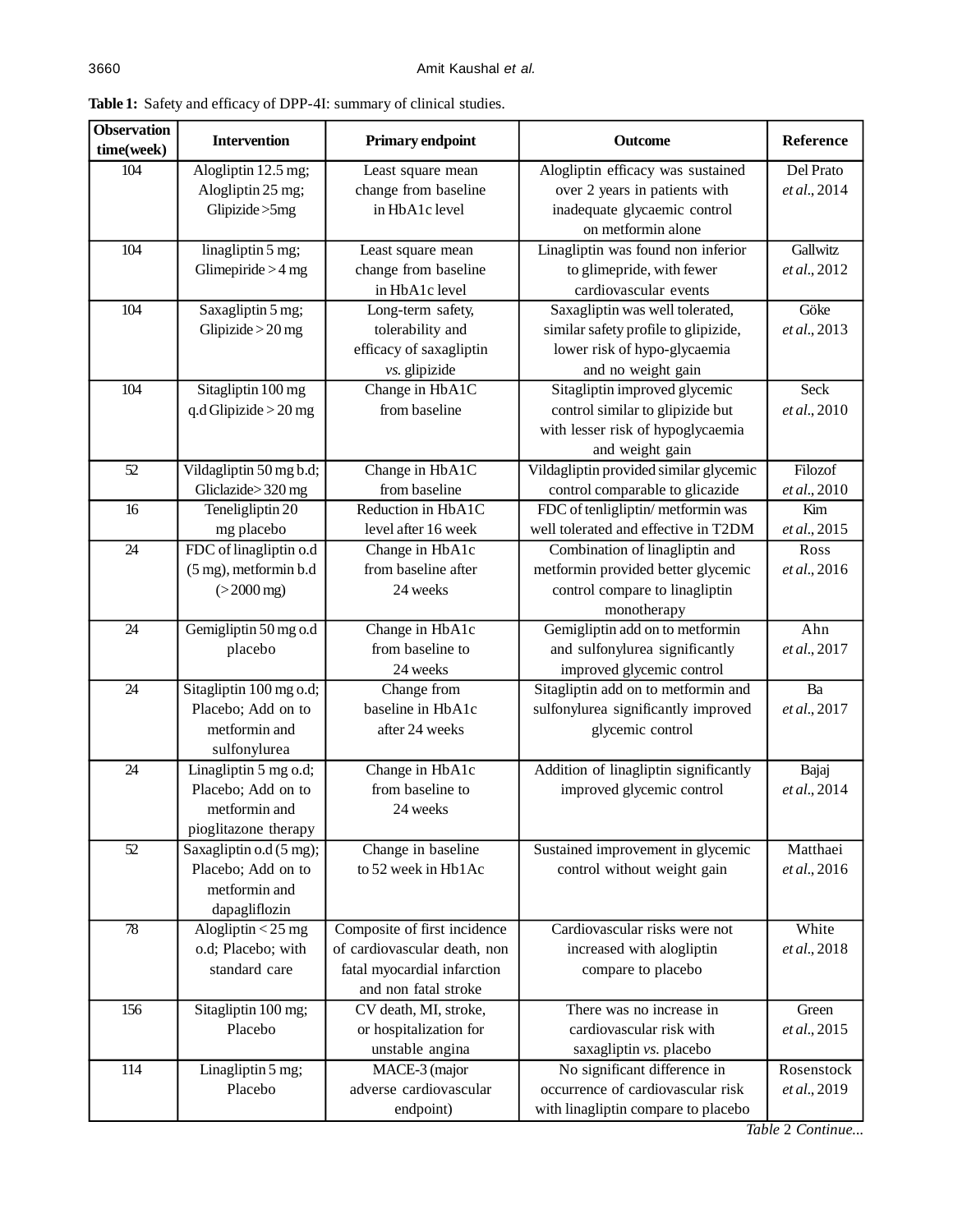**Table 1:** Safety and efficacy of DPP-4I: summary of clinical studies.

| Observation time(week) | Intervention | Primary endpoint | Outcome | Reference |
|---|---|---|---|---|
| 104 | Alogliptin 12.5 mg; Alogliptin 25 mg; Glipizide >5mg | Least square mean change from baseline in HbA1c level | Alogliptin efficacy was sustained over 2 years in patients with inadequate glycaemic control on metformin alone | Del Prato *et al.*, 2014 |
| 104 | linagliptin 5 mg; Glimepiride > 4 mg | Least square mean change from baseline in HbA1c level | Linagliptin was found non inferior to glimepride, with fewer cardiovascular events | Gallwitz *et al.*, 2012 |
| 104 | Saxagliptin 5 mg; Glipizide > 20 mg | Long-term safety, tolerability and efficacy of saxagliptin *vs.* glipizide | Saxagliptin was well tolerated, similar safety profile to glipizide, lower risk of hypo-glycaemia and no weight gain | Göke *et al.*, 2013 |
| 104 | Sitagliptin 100 mg q.d Glipizide > 20 mg | Change in HbA1C from baseline | Sitagliptin improved glycemic control similar to glipizide but with lesser risk of hypoglycaemia and weight gain | Seck *et al.*, 2010 |
| 52 | Vildagliptin 50 mg b.d; Gliclazide> 320 mg | Change in HbA1C from baseline | Vildagliptin provided similar glycemic control comparable to glicazide | Filozof *et al.*, 2010 |
| 16 | Teneligliptin 20 mg placebo | Reduction in HbA1C level after 16 week | FDC of tenligliptin/ metformin was well tolerated and effective in T2DM | Kim *et al.*, 2015 |
| 24 | FDC of linagliptin o.d (5 mg), metformin b.d (> 2000 mg) | Change in HbA1c from baseline after 24 weeks | Combination of linagliptin and metformin provided better glycemic control compare to linagliptin monotherapy | Ross *et al.*, 2016 |
| 24 | Gemigliptin 50 mg o.d placebo | Change in HbA1c from baseline to 24 weeks | Gemigliptin add on to metformin and sulfonylurea significantly improved glycemic control | Ahn *et al.*, 2017 |
| 24 | Sitagliptin 100 mg o.d; Placebo; Add on to metformin and sulfonylurea | Change from baseline in HbA1c after 24 weeks | Sitagliptin add on to metformin and sulfonylurea significantly improved glycemic control | Ba *et al.*, 2017 |
| 24 | Linagliptin 5 mg o.d; Placebo; Add on to metformin and pioglitazone therapy | Change in HbA1c from baseline to 24 weeks | Addition of linagliptin significantly improved glycemic control | Bajaj *et al.*, 2014 |
| 52 | Saxagliptin o.d (5 mg); Placebo; Add on to metformin and dapagliflozin | Change in baseline to 52 week in Hb1Ac | Sustained improvement in glycemic control without weight gain | Matthaei *et al.*, 2016 |
| 78 | Alogliptin < 25 mg o.d; Placebo; with standard care | Composite of first incidence of cardiovascular death, non fatal myocardial infarction and non fatal stroke | Cardiovascular risks were not increased with alogliptin compare to placebo | White *et al.*, 2018 |
| 156 | Sitagliptin 100 mg; Placebo | CV death, MI, stroke, or hospitalization for unstable angina | There was no increase in cardiovascular risk with saxagliptin *vs.* placebo | Green *et al.*, 2015 |
| 114 | Linagliptin 5 mg; Placebo | MACE-3 (major adverse cardiovascular endpoint) | No significant difference in occurrence of cardiovascular risk with linagliptin compare to placebo | Rosenstock *et al.*, 2019 |

*Table* 2 *Continue...*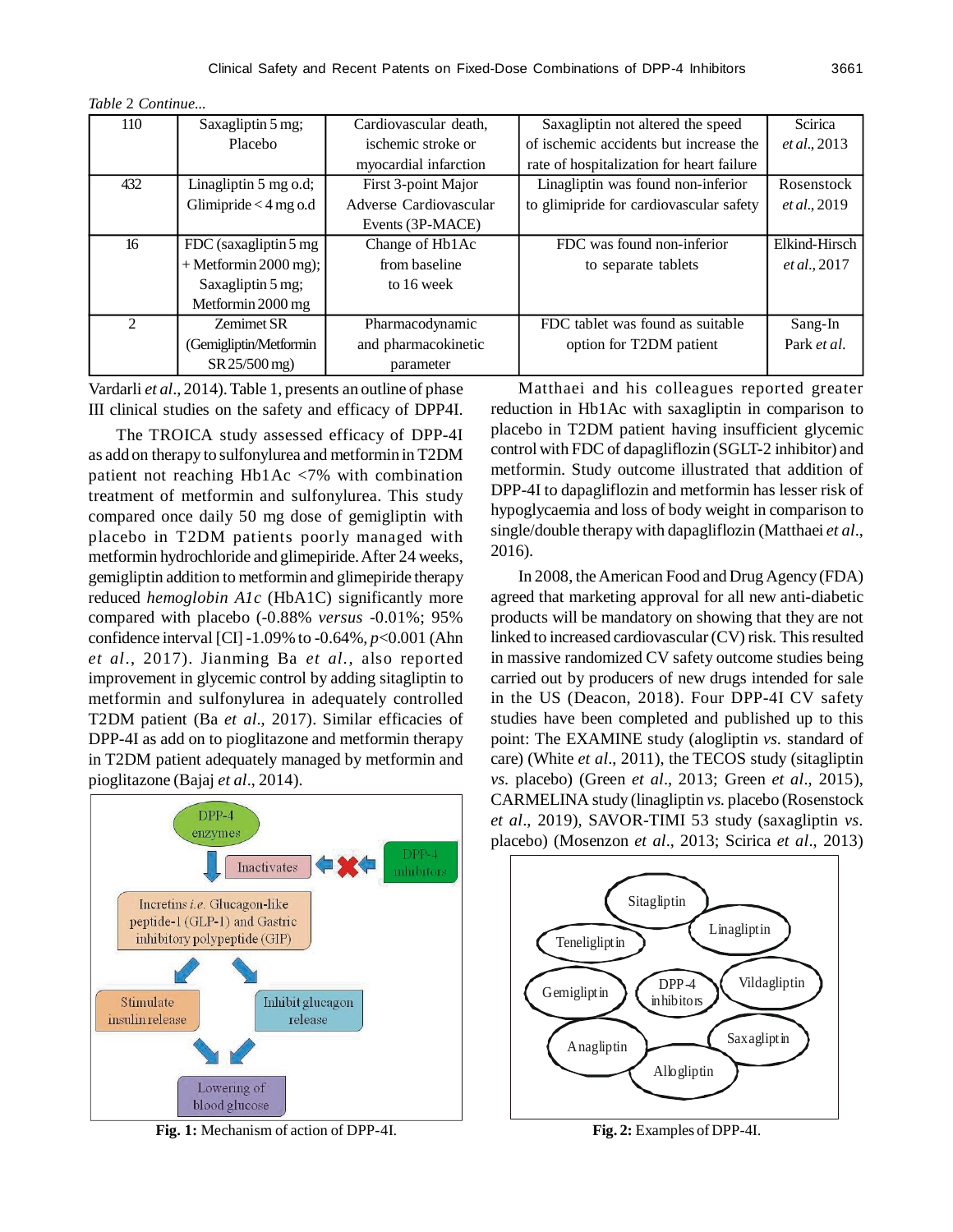*Table* 2 *Continue...*

| 110 | Saxagliptin 5 mg; Placebo | Cardiovascular death, ischemic stroke or myocardial infarction | Saxagliptin not altered the speed of ischemic accidents but increase the rate of hospitalization for heart failure | Scirica *et al*., 2013 |
|---|---|---|---|---|
| 432 | Linagliptin 5 mg o.d; Glimipride < 4 mg o.d | First 3-point Major Adverse Cardiovascular Events (3P-MACE) | Linagliptin was found non-inferior to glimipride for cardiovascular safety | Rosenstock *et al*., 2019 |
| 16 | FDC (saxagliptin 5 mg + Metformin 2000 mg); Saxagliptin 5 mg; Metformin 2000 mg | Change of Hb1Ac from baseline to 16 week | FDC was found non-inferior to separate tablets | Elkind-Hirsch *et al*., 2017 |
| 2 | Zemimet SR (Gemigliptin/Metformin SR 25/500 mg) | Pharmacodynamic and pharmacokinetic parameter | FDC tablet was found as suitable option for T2DM patient | Sang-In Park *et al.* |

Vardarli *et al*., 2014). Table 1, presents an outline of phase III clinical studies on the safety and efficacy of DPP4I.

The TROICA study assessed efficacy of DPP-4I as add on therapy to sulfonylurea and metformin in T2DM patient not reaching Hb1Ac <7% with combination treatment of metformin and sulfonylurea. This study compared once daily 50 mg dose of gemigliptin with placebo in T2DM patients poorly managed with metformin hydrochloride and glimepiride. After 24 weeks, gemigliptin addition to metformin and glimepiride therapy reduced *hemoglobin A1c* (HbA1C) significantly more compared with placebo (-0.88% *versus* -0.01%; 95% confidence interval [CI] -1.09% to -0.64%, $p$<0.001 (Ahn *et al*., 2017). Jianming Ba *et al.,* also reported improvement in glycemic control by adding sitagliptin to metformin and sulfonylurea in adequately controlled T2DM patient (Ba *et al*., 2017). Similar efficacies of DPP-4I as add on to pioglitazone and metformin therapy in T2DM patient adequately managed by metformin and pioglitazone (Bajaj *et al*., 2014).

**Fig. 1:** Mechanism of action of DPP-4I.

Matthaei and his colleagues reported greater reduction in Hb1Ac with saxagliptin in comparison to placebo in T2DM patient having insufficient glycemic control with FDC of dapagliflozin (SGLT-2 inhibitor) and metformin. Study outcome illustrated that addition of DPP-4I to dapagliflozin and metformin has lesser risk of hypoglycaemia and loss of body weight in comparison to single/double therapy with dapagliflozin (Matthaei *et al*., 2016).

In 2008, the American Food and Drug Agency (FDA) agreed that marketing approval for all new anti-diabetic products will be mandatory on showing that they are not linked to increased cardiovascular (CV) risk. This resulted in massive randomized CV safety outcome studies being carried out by producers of new drugs intended for sale in the US (Deacon, 2018). Four DPP-4I CV safety studies have been completed and published up to this point: The EXAMINE study (alogliptin *vs.* standard of care) (White *et al*., 2011), the TECOS study (sitagliptin *vs.* placebo) (Green *et al*., 2013; Green *et al*., 2015), CARMELINA study (linagliptin *vs.* placebo (Rosenstock *et al*., 2019), SAVOR-TIMI 53 study (saxagliptin *vs*. placebo) (Mosenzon *et al*., 2013; Scirica *et al*., 2013)

**Fig. 2:** Examples of DPP-4I.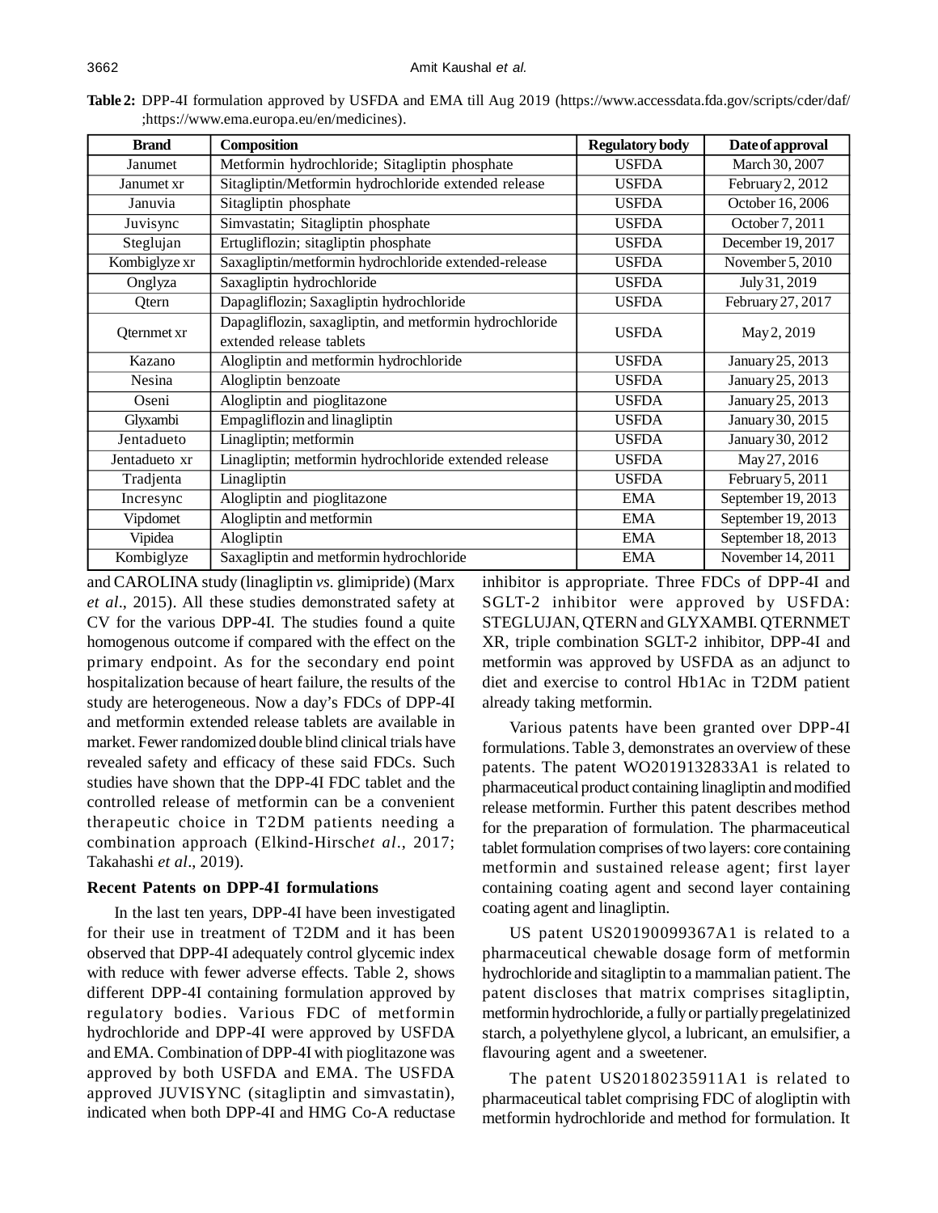**Table 2:** DPP-4I formulation approved by USFDA and EMA till Aug 2019 (https://www.accessdata.fda.gov/scripts/cder/daf/ ;https://www.ema.europa.eu/en/medicines).

| Brand | Composition | Regulatory body | Date of approval |
|---|---|---|---|
| Janumet | Metformin hydrochloride; Sitagliptin phosphate | USFDA | March 30, 2007 |
| Janumet xr | Sitagliptin/Metformin hydrochloride extended release | USFDA | February 2, 2012 |
| Januvia | Sitagliptin phosphate | USFDA | October 16, 2006 |
| Juvisync | Simvastatin; Sitagliptin phosphate | USFDA | October 7, 2011 |
| Steglujan | Ertugliflozin; sitagliptin phosphate | USFDA | December 19, 2017 |
| Kombiglyze xr | Saxagliptin/metformin hydrochloride extended-release | USFDA | November 5, 2010 |
| Onglyza | Saxagliptin hydrochloride | USFDA | July 31, 2019 |
| Qtern | Dapagliflozin; Saxagliptin hydrochloride | USFDA | February 27, 2017 |
| Qternmet xr | Dapagliflozin, saxagliptin, and metformin hydrochloride extended release tablets | USFDA | May 2, 2019 |
| Kazano | Alogliptin and metformin hydrochloride | USFDA | January 25, 2013 |
| Nesina | Alogliptin benzoate | USFDA | January 25, 2013 |
| Oseni | Alogliptin and pioglitazone | USFDA | January 25, 2013 |
| Glyxambi | Empagliflozin and linagliptin | USFDA | January 30, 2015 |
| Jentadueto | Linagliptin; metformin | USFDA | January 30, 2012 |
| Jentadueto xr | Linagliptin; metformin hydrochloride extended release | USFDA | May 27, 2016 |
| Tradjenta | Linagliptin | USFDA | February 5, 2011 |
| Incresync | Alogliptin and pioglitazone | EMA | September 19, 2013 |
| Vipdomet | Alogliptin and metformin | EMA | September 19, 2013 |
| Vipidea | Alogliptin | EMA | September 18, 2013 |
| Kombiglyze | Saxagliptin and metformin hydrochloride | EMA | November 14, 2011 |

and CAROLINA study (linagliptin *vs.* glimipride) (Marx *et al*., 2015). All these studies demonstrated safety at CV for the various DPP-4I. The studies found a quite homogenous outcome if compared with the effect on the primary endpoint. As for the secondary end point hospitalization because of heart failure, the results of the study are heterogeneous. Now a day's FDCs of DPP-4I and metformin extended release tablets are available in market. Fewer randomized double blind clinical trials have revealed safety and efficacy of these said FDCs. Such studies have shown that the DPP-4I FDC tablet and the controlled release of metformin can be a convenient therapeutic choice in T2DM patients needing a combination approach (Elkind-Hirsch*et al*., 2017; Takahashi *et al*., 2019).

### Recent Patents on DPP-4I formulations

In the last ten years, DPP-4I have been investigated for their use in treatment of T2DM and it has been observed that DPP-4I adequately control glycemic index with reduce with fewer adverse effects. Table 2, shows different DPP-4I containing formulation approved by regulatory bodies. Various FDC of metformin hydrochloride and DPP-4I were approved by USFDA and EMA. Combination of DPP-4I with pioglitazone was approved by both USFDA and EMA. The USFDA approved JUVISYNC (sitagliptin and simvastatin), indicated when both DPP-4I and HMG Co-A reductase inhibitor is appropriate. Three FDCs of DPP-4I and SGLT-2 inhibitor were approved by USFDA: STEGLUJAN, QTERN and GLYXAMBI. QTERNMET XR, triple combination SGLT-2 inhibitor, DPP-4I and metformin was approved by USFDA as an adjunct to diet and exercise to control Hb1Ac in T2DM patient already taking metformin.

Various patents have been granted over DPP-4I formulations. Table 3, demonstrates an overview of these patents. The patent WO2019132833A1 is related to pharmaceutical product containing linagliptin and modified release metformin. Further this patent describes method for the preparation of formulation. The pharmaceutical tablet formulation comprises of two layers: core containing metformin and sustained release agent; first layer containing coating agent and second layer containing coating agent and linagliptin.

US patent US20190099367A1 is related to a pharmaceutical chewable dosage form of metformin hydrochloride and sitagliptin to a mammalian patient. The patent discloses that matrix comprises sitagliptin, metformin hydrochloride, a fully or partially pregelatinized starch, a polyethylene glycol, a lubricant, an emulsifier, a flavouring agent and a sweetener.

The patent US20180235911A1 is related to pharmaceutical tablet comprising FDC of alogliptin with metformin hydrochloride and method for formulation. It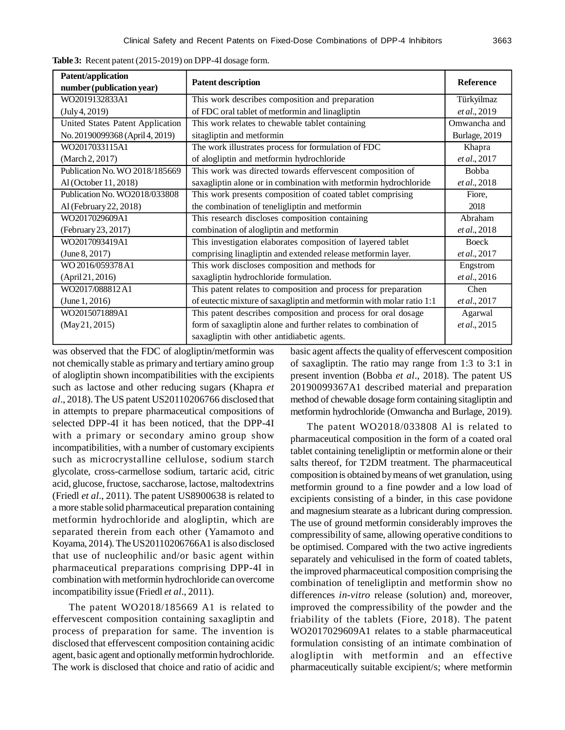**Table 3:** Recent patent (2015-2019) on DPP-4I dosage form.

| Patent/application number (publication year) | Patent description | Reference |
|---|---|---|
| WO2019132833A1 (July 4, 2019) | This work describes composition and preparation of FDC oral tablet of metformin and linagliptin | Türkyilmaz *et al*., 2019 |
| United States Patent Application No. 20190099368 (April 4, 2019) | This work relates to chewable tablet containing sitagliptin and metformin | Omwancha and Burlage, 2019 |
| WO2017033115A1 (March 2, 2017) | The work illustrates process for formulation of FDC of alogliptin and metformin hydrochloride | Khapra *et al*., 2017 |
| Publication No. WO 2018/185669 Al (October 11, 2018) | This work was directed towards effervescent composition of saxagliptin alone or in combination with metformin hydrochloride | Bobba *et al*., 2018 |
| Publication No. WO2018/033808 Al (February 22, 2018) | This work presents composition of coated tablet comprising the combination of teneligliptin and metformin | Fiore, 2018 |
| WO2017029609A1 (February 23, 2017) | This research discloses composition containing combination of alogliptin and metformin | Abraham *et al*., 2018 |
| WO2017093419A1 (June 8, 2017) | This investigation elaborates composition of layered tablet comprising linagliptin and extended release metformin layer. | Boeck *et al*., 2017 |
| WO 2016/059378 A1 (April 21, 2016) | This work discloses composition and methods for saxagliptin hydrochloride formulation. | Engstrom *et al*., 2016 |
| WO2017/088812 A1 (June 1, 2016) | This patent relates to composition and process for preparation of eutectic mixture of saxagliptin and metformin with molar ratio 1:1 | Chen *et al*., 2017 |
| WO2015071889A1 (May 21, 2015) | This patent describes composition and process for oral dosage form of saxagliptin alone and further relates to combination of saxagliptin with other antidiabetic agents. | Agarwal *et al*., 2015 |

was observed that the FDC of alogliptin/metformin was not chemically stable as primary and tertiary amino group of alogliptin shown incompatibilities with the excipients such as lactose and other reducing sugars (Khapra *et al*., 2018). The US patent US20110206766 disclosed that in attempts to prepare pharmaceutical compositions of selected DPP-4I it has been noticed, that the DPP-4I with a primary or secondary amino group show incompatibilities, with a number of customary excipients such as microcrystalline cellulose, sodium starch glycolate, cross-carmellose sodium, tartaric acid, citric acid, glucose, fructose, saccharose, lactose, maltodextrins (Friedl *et al*., 2011). The patent US8900638 is related to a more stable solid pharmaceutical preparation containing metformin hydrochloride and alogliptin, which are separated therein from each other (Yamamoto and Koyama, 2014). The US20110206766A1 is also disclosed that use of nucleophilic and/or basic agent within pharmaceutical preparations comprising DPP-4I in combination with metformin hydrochloride can overcome incompatibility issue (Friedl *et al*., 2011).

The patent WO2018/185669 A1 is related to effervescent composition containing saxagliptin and process of preparation for same. The invention is disclosed that effervescent composition containing acidic agent, basic agent and optionally metformin hydrochloride. The work is disclosed that choice and ratio of acidic and basic agent affects the quality of effervescent composition of saxagliptin. The ratio may range from 1:3 to 3:1 in present invention (Bobba *et al*., 2018). The patent US 20190099367A1 described material and preparation method of chewable dosage form containing sitagliptin and metformin hydrochloride (Omwancha and Burlage, 2019).

The patent WO2018/033808 Al is related to pharmaceutical composition in the form of a coated oral tablet containing teneligliptin or metformin alone or their salts thereof, for T2DM treatment. The pharmaceutical composition is obtained by means of wet granulation, using metformin ground to a fine powder and a low load of excipients consisting of a binder, in this case povidone and magnesium stearate as a lubricant during compression. The use of ground metformin considerably improves the compressibility of same, allowing operative conditions to be optimised. Compared with the two active ingredients separately and vehiculised in the form of coated tablets, the improved pharmaceutical composition comprising the combination of teneligliptin and metformin show no differences *in-vitro* release (solution) and, moreover, improved the compressibility of the powder and the friability of the tablets (Fiore, 2018). The patent WO2017029609A1 relates to a stable pharmaceutical formulation consisting of an intimate combination of alogliptin with metformin and an effective pharmaceutically suitable excipient/s; where metformin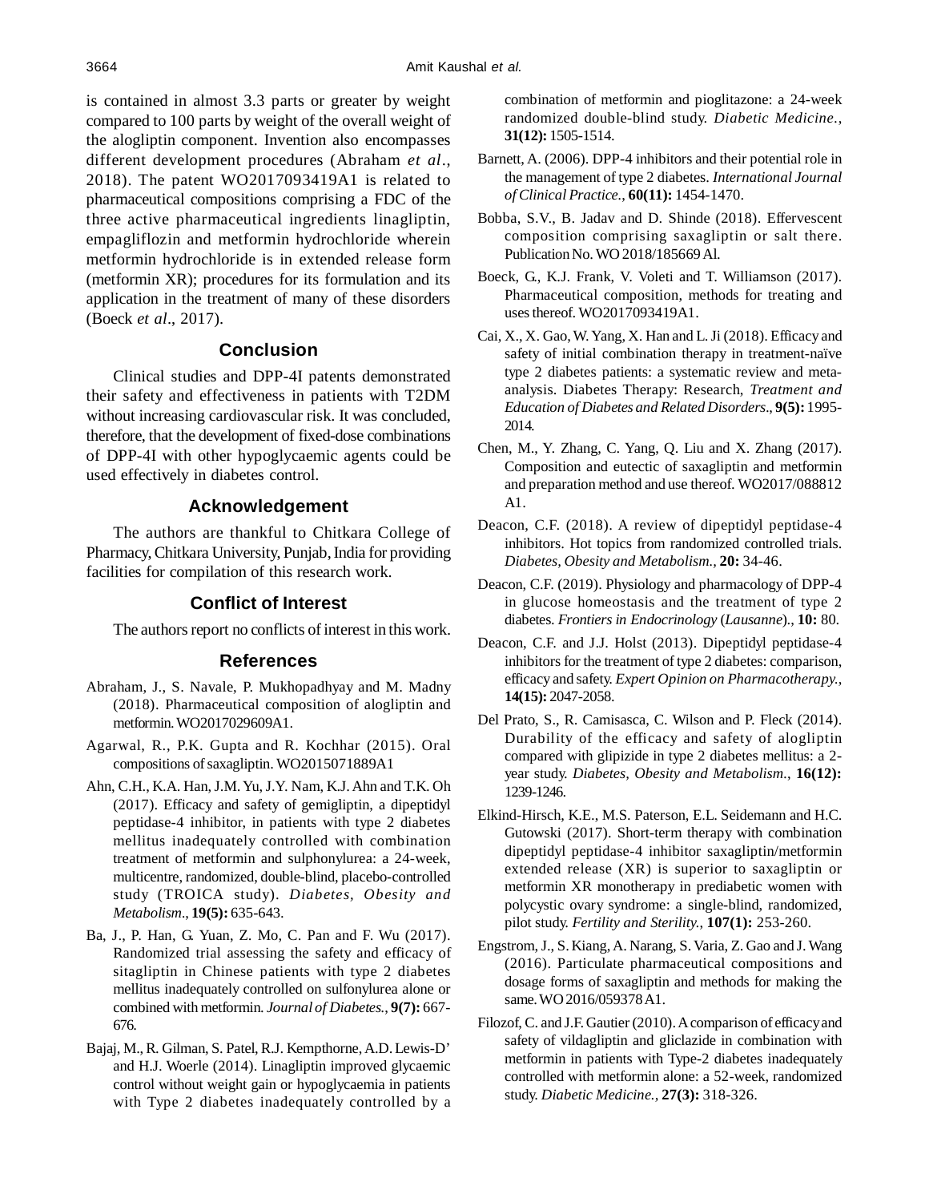is contained in almost 3.3 parts or greater by weight compared to 100 parts by weight of the overall weight of the alogliptin component. Invention also encompasses different development procedures (Abraham *et al*., 2018). The patent WO2017093419A1 is related to pharmaceutical compositions comprising a FDC of the three active pharmaceutical ingredients linagliptin, empagliflozin and metformin hydrochloride wherein metformin hydrochloride is in extended release form (metformin XR); procedures for its formulation and its application in the treatment of many of these disorders (Boeck *et al*., 2017).

## Conclusion

Clinical studies and DPP-4I patents demonstrated their safety and effectiveness in patients with T2DM without increasing cardiovascular risk. It was concluded, therefore, that the development of fixed-dose combinations of DPP-4I with other hypoglycaemic agents could be used effectively in diabetes control.

## Acknowledgement

The authors are thankful to Chitkara College of Pharmacy, Chitkara University, Punjab, India for providing facilities for compilation of this research work.

## Conflict of Interest

The authors report no conflicts of interest in this work.

## References

Abraham, J., S. Navale, P. Mukhopadhyay and M. Madny (2018). Pharmaceutical composition of alogliptin and metformin. WO2017029609A1.

Agarwal, R., P.K. Gupta and R. Kochhar (2015). Oral compositions of saxagliptin. WO2015071889A1

Ahn, C.H., K.A. Han, J.M. Yu, J.Y. Nam, K.J. Ahn and T.K. Oh (2017). Efficacy and safety of gemigliptin, a dipeptidyl peptidase-4 inhibitor, in patients with type 2 diabetes mellitus inadequately controlled with combination treatment of metformin and sulphonylurea: a 24-week, multicentre, randomized, double-blind, placebo-controlled study (TROICA study). *Diabetes, Obesity and Metabolism*., **19(5):** 635-643.

Ba, J., P. Han, G. Yuan, Z. Mo, C. Pan and F. Wu (2017). Randomized trial assessing the safety and efficacy of sitagliptin in Chinese patients with type 2 diabetes mellitus inadequately controlled on sulfonylurea alone or combined with metformin. *Journal of Diabetes.*, **9(7):** 667-676.

Bajaj, M., R. Gilman, S. Patel, R.J. Kempthorne, A.D. Lewis-D' and H.J. Woerle (2014). Linagliptin improved glycaemic control without weight gain or hypoglycaemia in patients with Type 2 diabetes inadequately controlled by a combination of metformin and pioglitazone: a 24-week randomized double-blind study. *Diabetic Medicine.*, **31(12):** 1505-1514.

Barnett, A. (2006). DPP-4 inhibitors and their potential role in the management of type 2 diabetes. *International Journal of Clinical Practice.*, **60(11):** 1454-1470.

Bobba, S.V., B. Jadav and D. Shinde (2018). Effervescent composition comprising saxagliptin or salt there. Publication No. WO 2018/185669 Al.

Boeck, G., K.J. Frank, V. Voleti and T. Williamson (2017). Pharmaceutical composition, methods for treating and uses thereof. WO2017093419A1.

Cai, X., X. Gao, W. Yang, X. Han and L. Ji (2018). Efficacy and safety of initial combination therapy in treatment-naïve type 2 diabetes patients: a systematic review and meta-analysis. Diabetes Therapy: Research, *Treatment and Education of Diabetes and Related Disorders*., **9(5):** 1995-2014.

Chen, M., Y. Zhang, C. Yang, Q. Liu and X. Zhang (2017). Composition and eutectic of saxagliptin and metformin and preparation method and use thereof. WO2017/088812 A1.

Deacon, C.F. (2018). A review of dipeptidyl peptidase-4 inhibitors. Hot topics from randomized controlled trials. *Diabetes, Obesity and Metabolism.*, **20:** 34-46.

Deacon, C.F. (2019). Physiology and pharmacology of DPP-4 in glucose homeostasis and the treatment of type 2 diabetes. *Frontiers in Endocrinology* (*Lausanne*)., **10:** 80.

Deacon, C.F. and J.J. Holst (2013). Dipeptidyl peptidase-4 inhibitors for the treatment of type 2 diabetes: comparison, efficacy and safety. *Expert Opinion on Pharmacotherapy.*, **14(15):** 2047-2058.

Del Prato, S., R. Camisasca, C. Wilson and P. Fleck (2014). Durability of the efficacy and safety of alogliptin compared with glipizide in type 2 diabetes mellitus: a 2-year study. *Diabetes, Obesity and Metabolism*., **16(12):** 1239-1246.

Elkind-Hirsch, K.E., M.S. Paterson, E.L. Seidemann and H.C. Gutowski (2017). Short-term therapy with combination dipeptidyl peptidase-4 inhibitor saxagliptin/metformin extended release (XR) is superior to saxagliptin or metformin XR monotherapy in prediabetic women with polycystic ovary syndrome: a single-blind, randomized, pilot study. *Fertility and Sterility.*, **107(1):** 253-260.

Engstrom, J., S. Kiang, A. Narang, S. Varia, Z. Gao and J. Wang (2016). Particulate pharmaceutical compositions and dosage forms of saxagliptin and methods for making the same. WO 2016/059378 A1.

Filozof, C. and J.F. Gautier (2010). A comparison of efficacy and safety of vildagliptin and gliclazide in combination with metformin in patients with Type-2 diabetes inadequately controlled with metformin alone: a 52-week, randomized study. *Diabetic Medicine.*, **27(3):** 318-326.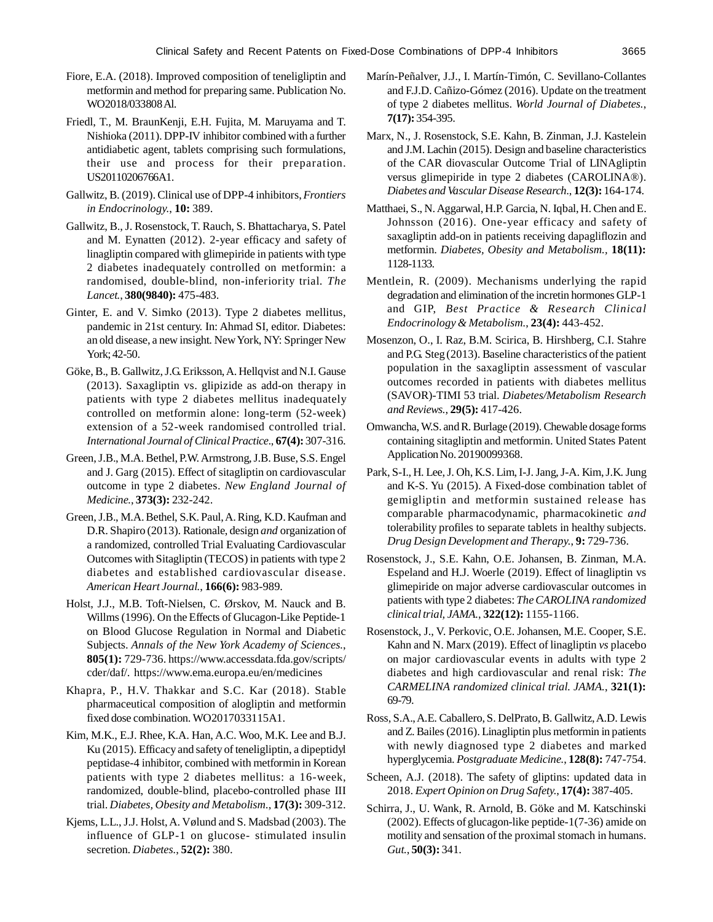Fiore, E.A. (2018). Improved composition of teneligliptin and metformin and method for preparing same. Publication No. WO2018/033808Al.

Friedl, T., M. BraunKenji, E.H. Fujita, M. Maruyama and T. Nishioka (2011). DPP-IV inhibitor combined with a further antidiabetic agent, tablets comprising such formulations, their use and process for their preparation. US20110206766A1.

Gallwitz, B. (2019). Clinical use of DPP-4 inhibitors, *Frontiers in Endocrinology.*, **10:** 389.

Gallwitz, B., J. Rosenstock, T. Rauch, S. Bhattacharya, S. Patel and M. Eynatten (2012). 2-year efficacy and safety of linagliptin compared with glimepiride in patients with type 2 diabetes inadequately controlled on metformin: a randomised, double-blind, non-inferiority trial. *The Lancet.*, **380(9840):** 475-483.

Ginter, E. and V. Simko (2013). Type 2 diabetes mellitus, pandemic in 21st century. In: Ahmad SI, editor. Diabetes: an old disease, a new insight. New York, NY: Springer New York; 42-50.

Göke, B., B. Gallwitz, J.G. Eriksson, A. Hellqvist and N.I. Gause (2013). Saxagliptin vs. glipizide as add-on therapy in patients with type 2 diabetes mellitus inadequately controlled on metformin alone: long-term (52-week) extension of a 52-week randomised controlled trial. *International Journal of Clinical Practice*., **67(4):** 307-316.

Green, J.B., M.A. Bethel, P.W. Armstrong, J.B. Buse, S.S. Engel and J. Garg (2015). Effect of sitagliptin on cardiovascular outcome in type 2 diabetes. *New England Journal of Medicine.*, **373(3):** 232-242.

Green, J.B., M.A. Bethel, S.K. Paul, A. Ring, K.D. Kaufman and D.R. Shapiro (2013). Rationale, design *and* organization of a randomized, controlled Trial Evaluating Cardiovascular Outcomes with Sitagliptin (TECOS) in patients with type 2 diabetes and established cardiovascular disease. *American Heart Journal.*, **166(6):** 983-989.

Holst, J.J., M.B. Toft-Nielsen, C. Ørskov, M. Nauck and B. Willms (1996). On the Effects of Glucagon-Like Peptide-1 on Blood Glucose Regulation in Normal and Diabetic Subjects. *Annals of the New York Academy of Sciences.*, **805(1):** 729-736. https://www.accessdata.fda.gov/scripts/cder/daf/. https://www.ema.europa.eu/en/medicines

Khapra, P., H.V. Thakkar and S.C. Kar (2018). Stable pharmaceutical composition of alogliptin and metformin fixed dose combination. WO2017033115A1.

Kim, M.K., E.J. Rhee, K.A. Han, A.C. Woo, M.K. Lee and B.J. Ku (2015). Efficacy and safety of teneligliptin, a dipeptidyl peptidase-4 inhibitor, combined with metformin in Korean patients with type 2 diabetes mellitus: a 16-week, randomized, double-blind, placebo-controlled phase III trial. *Diabetes, Obesity and Metabolism.*, **17(3):** 309-312.

Kjems, L.L., J.J. Holst, A. Vølund and S. Madsbad (2003). The influence of GLP-1 on glucose- stimulated insulin secretion. *Diabetes.*, **52(2):** 380.

Marín-Peñalver, J.J., I. Martín-Timón, C. Sevillano-Collantes and F.J.D. Cañizo-Gómez (2016). Update on the treatment of type 2 diabetes mellitus. *World Journal of Diabetes.*, **7(17):** 354-395.

Marx, N., J. Rosenstock, S.E. Kahn, B. Zinman, J.J. Kastelein and J.M. Lachin (2015). Design and baseline characteristics of the CAR diovascular Outcome Trial of LINAgliptin versus glimepiride in type 2 diabetes (CAROLINA®). *Diabetes and Vascular Disease Research*., **12(3):** 164-174.

Matthaei, S., N. Aggarwal, H.P. Garcia, N. Iqbal, H. Chen and E. Johnsson (2016). One-year efficacy and safety of saxagliptin add-on in patients receiving dapagliflozin and metformin. *Diabetes, Obesity and Metabolism.*, **18(11):** 1128-1133.

Mentlein, R. (2009). Mechanisms underlying the rapid degradation and elimination of the incretin hormones GLP-1 and GIP, *Best Practice & Research Clinical Endocrinology & Metabolism.*, **23(4):** 443-452.

Mosenzon, O., I. Raz, B.M. Scirica, B. Hirshberg, C.I. Stahre and P.G. Steg (2013). Baseline characteristics of the patient population in the saxagliptin assessment of vascular outcomes recorded in patients with diabetes mellitus (SAVOR)-TIMI 53 trial. *Diabetes/Metabolism Research and Reviews.*, **29(5):** 417-426.

Omwancha, W.S. and R. Burlage (2019). Chewable dosage forms containing sitagliptin and metformin. United States Patent Application No. 20190099368.

Park, S-I., H. Lee, J. Oh, K.S. Lim, I-J. Jang, J-A. Kim, J.K. Jung and K-S. Yu (2015). A Fixed-dose combination tablet of gemigliptin and metformin sustained release has comparable pharmacodynamic, pharmacokinetic *and* tolerability profiles to separate tablets in healthy subjects. *Drug Design Development and Therapy.*, **9:** 729-736.

Rosenstock, J., S.E. Kahn, O.E. Johansen, B. Zinman, M.A. Espeland and H.J. Woerle (2019). Effect of linagliptin vs glimepiride on major adverse cardiovascular outcomes in patients with type 2 diabetes: *The CAROLINA randomized clinical trial, JAMA.*, **322(12):** 1155-1166.

Rosenstock, J., V. Perkovic, O.E. Johansen, M.E. Cooper, S.E. Kahn and N. Marx (2019). Effect of linagliptin *vs* placebo on major cardiovascular events in adults with type 2 diabetes and high cardiovascular and renal risk: *The CARMELINA randomized clinical trial. JAMA.*, **321(1):** 69-79.

Ross, S.A., A.E. Caballero, S. DelPrato, B. Gallwitz, A.D. Lewis and Z. Bailes (2016). Linagliptin plus metformin in patients with newly diagnosed type 2 diabetes and marked hyperglycemia. *Postgraduate Medicine.*, **128(8):** 747-754.

Scheen, A.J. (2018). The safety of gliptins: updated data in 2018. *Expert Opinion on Drug Safety.*, **17(4):** 387-405.

Schirra, J., U. Wank, R. Arnold, B. Göke and M. Katschinski (2002). Effects of glucagon-like peptide-1(7-36) amide on motility and sensation of the proximal stomach in humans. *Gut.*, **50(3):** 341.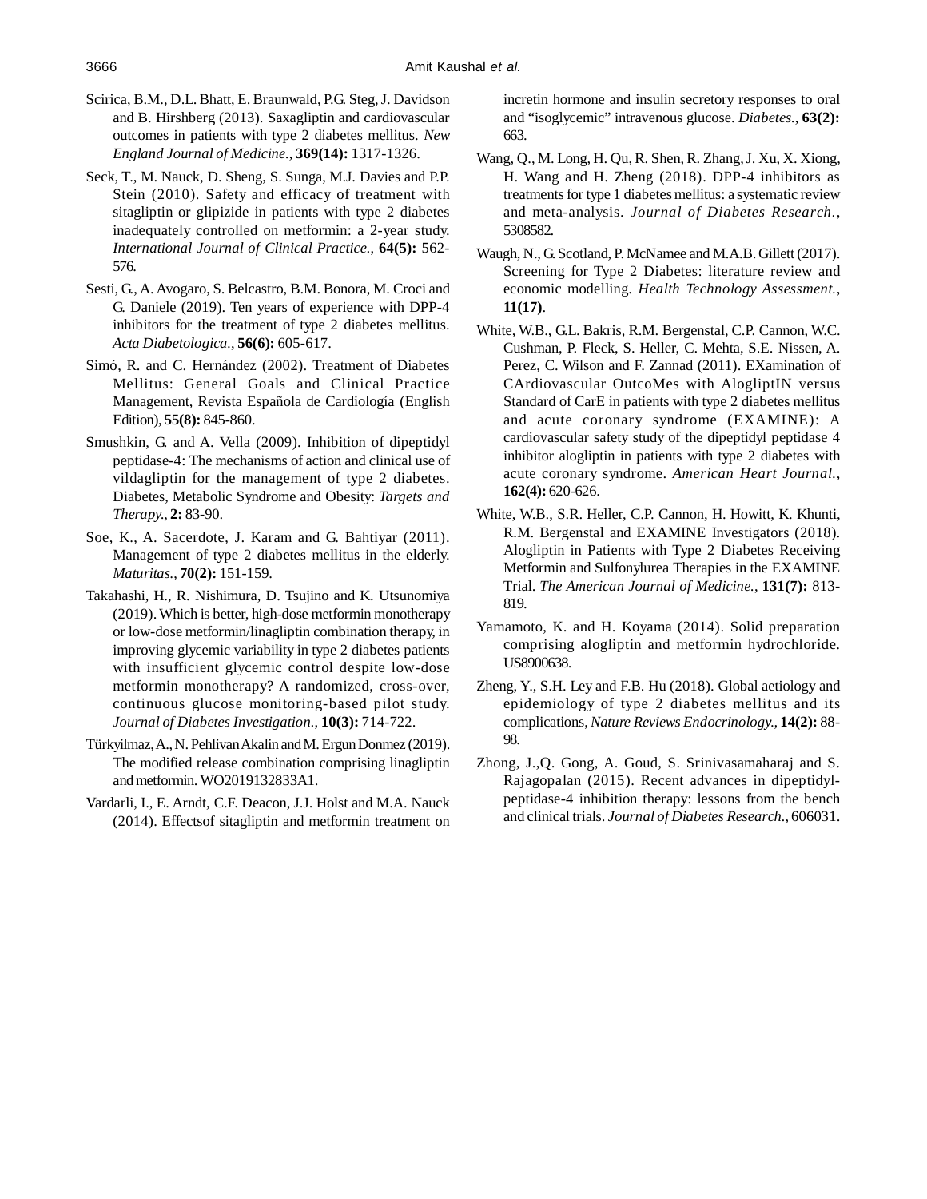Scirica, B.M., D.L. Bhatt, E. Braunwald, P.G. Steg, J. Davidson and B. Hirshberg (2013). Saxagliptin and cardiovascular outcomes in patients with type 2 diabetes mellitus. *New England Journal of Medicine.*, **369(14):** 1317-1326.

Seck, T., M. Nauck, D. Sheng, S. Sunga, M.J. Davies and P.P. Stein (2010). Safety and efficacy of treatment with sitagliptin or glipizide in patients with type 2 diabetes inadequately controlled on metformin: a 2-year study. *International Journal of Clinical Practice.*, **64(5):** 562-576.

Sesti, G., A. Avogaro, S. Belcastro, B.M. Bonora, M. Croci and G. Daniele (2019). Ten years of experience with DPP-4 inhibitors for the treatment of type 2 diabetes mellitus. *Acta Diabetologica.*, **56(6):** 605-617.

Simó, R. and C. Hernández (2002). Treatment of Diabetes Mellitus: General Goals and Clinical Practice Management, Revista Española de Cardiología (English Edition), **55(8):** 845-860.

Smushkin, G. and A. Vella (2009). Inhibition of dipeptidyl peptidase-4: The mechanisms of action and clinical use of vildagliptin for the management of type 2 diabetes. Diabetes, Metabolic Syndrome and Obesity: *Targets and Therapy.*, **2:** 83-90.

Soe, K., A. Sacerdote, J. Karam and G. Bahtiyar (2011). Management of type 2 diabetes mellitus in the elderly. *Maturitas.*, **70(2):** 151-159.

Takahashi, H., R. Nishimura, D. Tsujino and K. Utsunomiya (2019). Which is better, high-dose metformin monotherapy or low-dose metformin/linagliptin combination therapy, in improving glycemic variability in type 2 diabetes patients with insufficient glycemic control despite low-dose metformin monotherapy? A randomized, cross-over, continuous glucose monitoring-based pilot study. *Journal of Diabetes Investigation.*, **10(3):** 714-722.

Türkyilmaz, A., N. Pehlivan Akalin and M. Ergun Donmez (2019). The modified release combination comprising linagliptin and metformin. WO2019132833A1.

Vardarli, I., E. Arndt, C.F. Deacon, J.J. Holst and M.A. Nauck (2014). Effectsof sitagliptin and metformin treatment on incretin hormone and insulin secretory responses to oral and "isoglycemic" intravenous glucose. *Diabetes.*, **63(2):** 663.

Wang, Q., M. Long, H. Qu, R. Shen, R. Zhang, J. Xu, X. Xiong, H. Wang and H. Zheng (2018). DPP-4 inhibitors as treatments for type 1 diabetes mellitus: a systematic review and meta-analysis. *Journal of Diabetes Research.*, 5308582.

Waugh, N., G. Scotland, P. McNamee and M.A.B. Gillett (2017). Screening for Type 2 Diabetes: literature review and economic modelling. *Health Technology Assessment.*, **11(17)**.

White, W.B., G.L. Bakris, R.M. Bergenstal, C.P. Cannon, W.C. Cushman, P. Fleck, S. Heller, C. Mehta, S.E. Nissen, A. Perez, C. Wilson and F. Zannad (2011). EXamination of CArdiovascular OutcoMes with AlogliptIN versus Standard of CarE in patients with type 2 diabetes mellitus and acute coronary syndrome (EXAMINE): A cardiovascular safety study of the dipeptidyl peptidase 4 inhibitor alogliptin in patients with type 2 diabetes with acute coronary syndrome. *American Heart Journal.*, **162(4):** 620-626.

White, W.B., S.R. Heller, C.P. Cannon, H. Howitt, K. Khunti, R.M. Bergenstal and EXAMINE Investigators (2018). Alogliptin in Patients with Type 2 Diabetes Receiving Metformin and Sulfonylurea Therapies in the EXAMINE Trial. *The American Journal of Medicine.*, **131(7):** 813-819.

Yamamoto, K. and H. Koyama (2014). Solid preparation comprising alogliptin and metformin hydrochloride. US8900638.

Zheng, Y., S.H. Ley and F.B. Hu (2018). Global aetiology and epidemiology of type 2 diabetes mellitus and its complications, *Nature Reviews Endocrinology.*, **14(2):** 88-98.

Zhong, J.,Q. Gong, A. Goud, S. Srinivasamaharaj and S. Rajagopalan (2015). Recent advances in dipeptidyl-peptidase-4 inhibition therapy: lessons from the bench and clinical trials. *Journal of Diabetes Research.*, 606031.